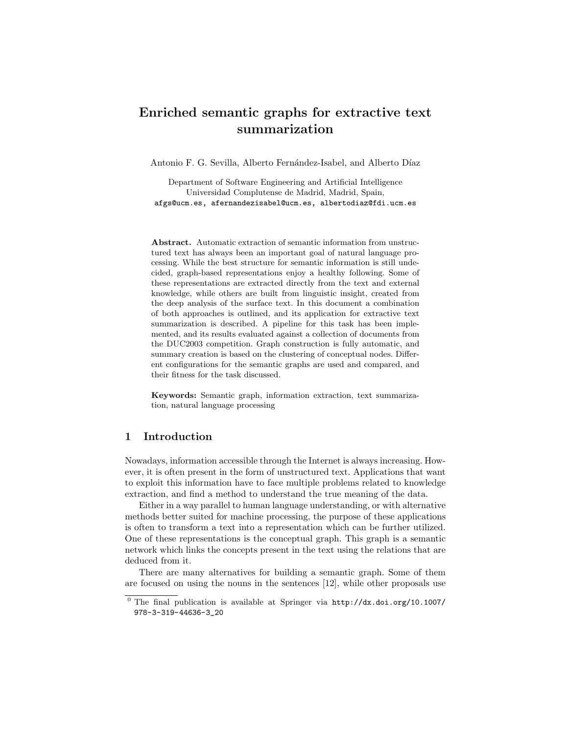# Enriched semantic graphs for extractive text summarization

Antonio F. G. Sevilla, Alberto Fernández-Isabel, and Alberto Díaz

Department of Software Engineering and Artificial Intelligence
Universidad Complutense de Madrid, Madrid, Spain,
afgs@ucm.es, afernandezisabel@ucm.es, albertodiaz@fdi.ucm.es

**Abstract.** Automatic extraction of semantic information from unstructured text has always been an important goal of natural language processing. While the best structure for semantic information is still undecided, graph-based representations enjoy a healthy following. Some of these representations are extracted directly from the text and external knowledge, while others are built from linguistic insight, created from the deep analysis of the surface text. In this document a combination of both approaches is outlined, and its application for extractive text summarization is described. A pipeline for this task has been implemented, and its results evaluated against a collection of documents from the DUC2003 competition. Graph construction is fully automatic, and summary creation is based on the clustering of conceptual nodes. Different configurations for the semantic graphs are used and compared, and their fitness for the task discussed.

**Keywords:** Semantic graph, information extraction, text summarization, natural language processing

## 1 Introduction

Nowadays, information accessible through the Internet is always increasing. However, it is often present in the form of unstructured text. Applications that want to exploit this information have to face multiple problems related to knowledge extraction, and find a method to understand the true meaning of the data.

Either in a way parallel to human language understanding, or with alternative methods better suited for machine processing, the purpose of these applications is often to transform a text into a representation which can be further utilized. One of these representations is the conceptual graph. This graph is a semantic network which links the concepts present in the text using the relations that are deduced from it.

There are many alternatives for building a semantic graph. Some of them are focused on using the nouns in the sentences [12], while other proposals use

[0] The final publication is available at Springer via http://dx.doi.org/10.1007/978-3-319-44636-3_20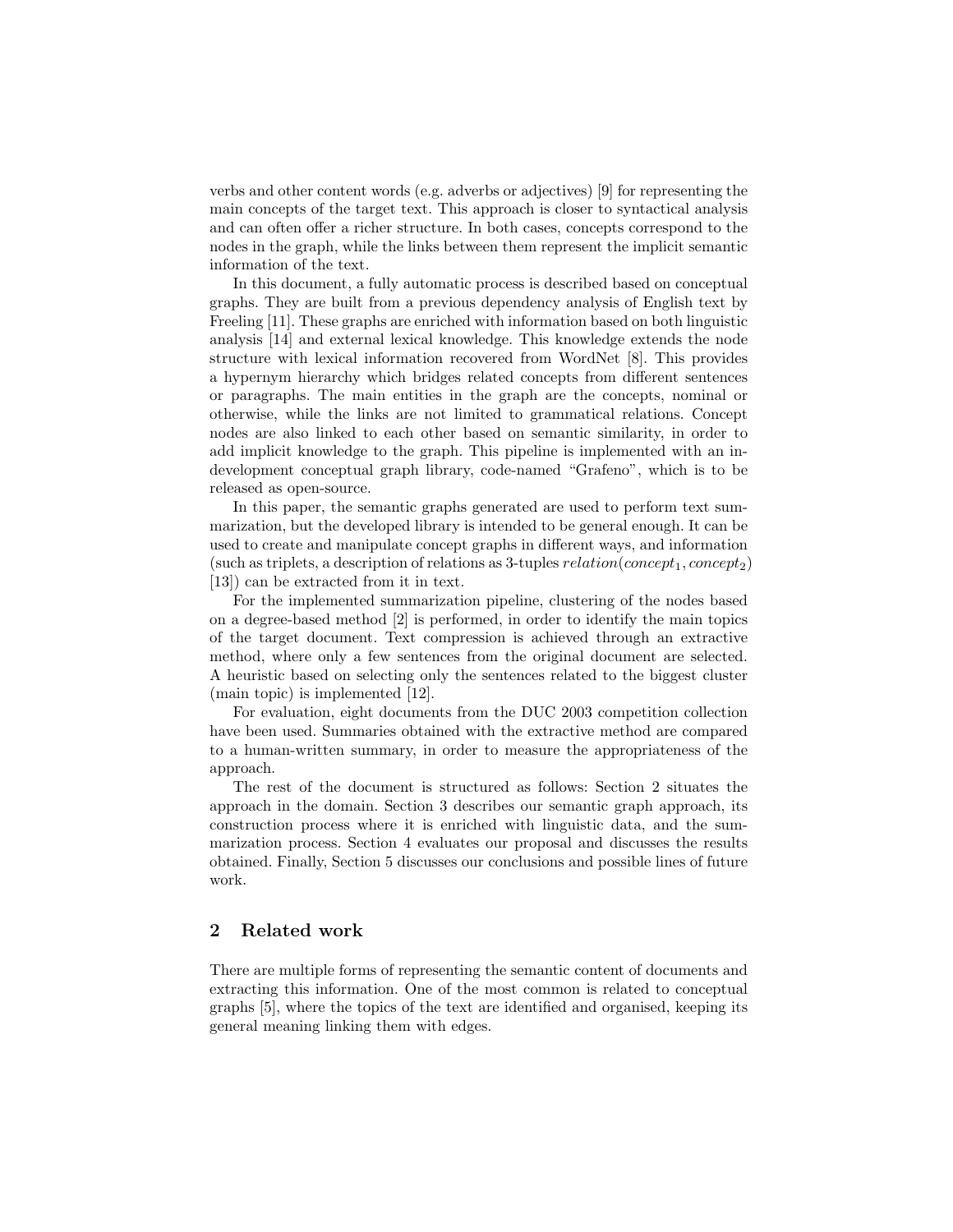verbs and other content words (e.g. adverbs or adjectives) [9] for representing the main concepts of the target text. This approach is closer to syntactical analysis and can often offer a richer structure. In both cases, concepts correspond to the nodes in the graph, while the links between them represent the implicit semantic information of the text.

In this document, a fully automatic process is described based on conceptual graphs. They are built from a previous dependency analysis of English text by Freeling [11]. These graphs are enriched with information based on both linguistic analysis [14] and external lexical knowledge. This knowledge extends the node structure with lexical information recovered from WordNet [8]. This provides a hypernym hierarchy which bridges related concepts from different sentences or paragraphs. The main entities in the graph are the concepts, nominal or otherwise, while the links are not limited to grammatical relations. Concept nodes are also linked to each other based on semantic similarity, in order to add implicit knowledge to the graph. This pipeline is implemented with an in-development conceptual graph library, code-named "Grafeno", which is to be released as open-source.

In this paper, the semantic graphs generated are used to perform text summarization, but the developed library is intended to be general enough. It can be used to create and manipulate concept graphs in different ways, and information (such as triplets, a description of relations as 3-tuples $relation(concept_1, concept_2)$ [13]) can be extracted from it in text.

For the implemented summarization pipeline, clustering of the nodes based on a degree-based method [2] is performed, in order to identify the main topics of the target document. Text compression is achieved through an extractive method, where only a few sentences from the original document are selected. A heuristic based on selecting only the sentences related to the biggest cluster (main topic) is implemented [12].

For evaluation, eight documents from the DUC 2003 competition collection have been used. Summaries obtained with the extractive method are compared to a human-written summary, in order to measure the appropriateness of the approach.

The rest of the document is structured as follows: Section 2 situates the approach in the domain. Section 3 describes our semantic graph approach, its construction process where it is enriched with linguistic data, and the summarization process. Section 4 evaluates our proposal and discusses the results obtained. Finally, Section 5 discusses our conclusions and possible lines of future work.

## 2 Related work

There are multiple forms of representing the semantic content of documents and extracting this information. One of the most common is related to conceptual graphs [5], where the topics of the text are identified and organised, keeping its general meaning linking them with edges.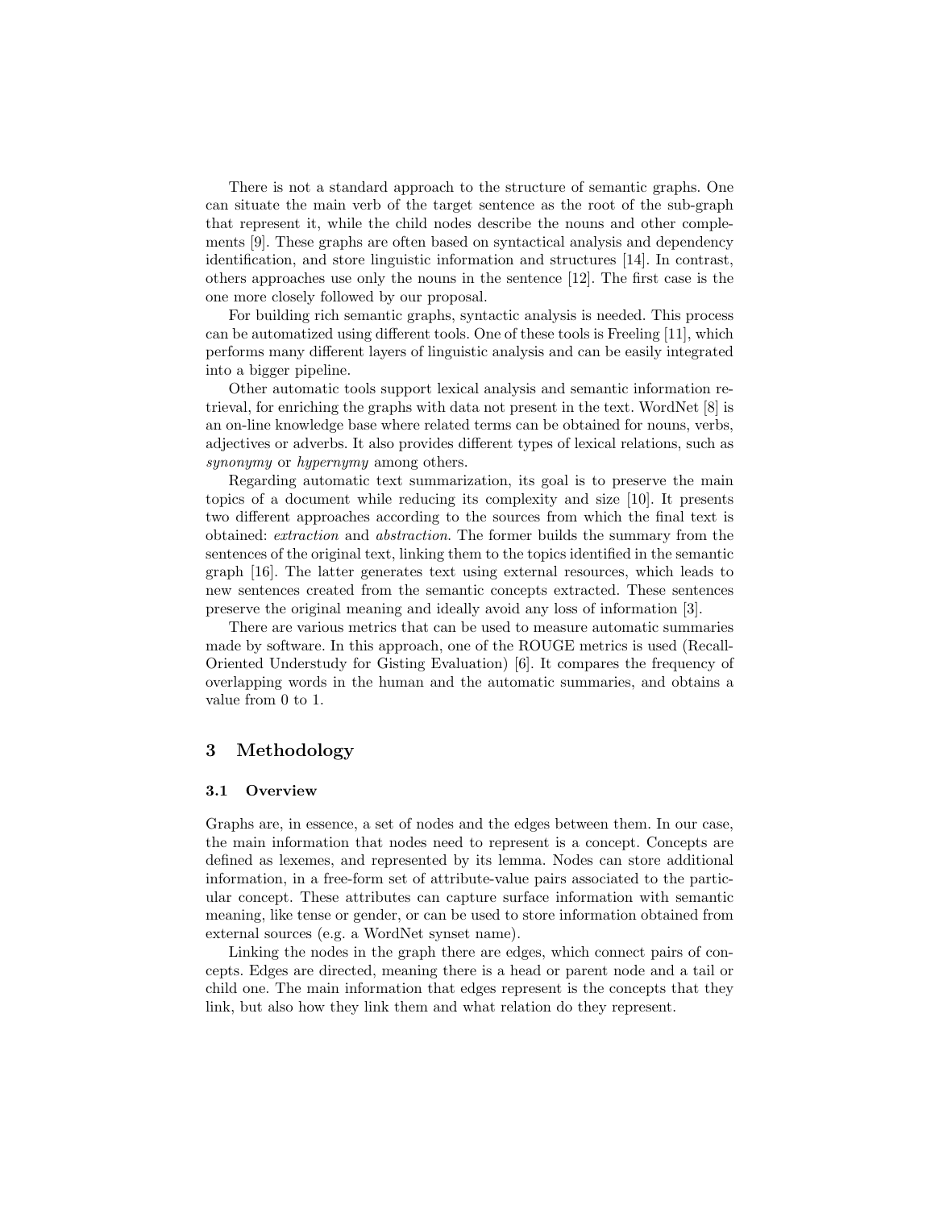There is not a standard approach to the structure of semantic graphs. One can situate the main verb of the target sentence as the root of the sub-graph that represent it, while the child nodes describe the nouns and other complements [9]. These graphs are often based on syntactical analysis and dependency identification, and store linguistic information and structures [14]. In contrast, others approaches use only the nouns in the sentence [12]. The first case is the one more closely followed by our proposal.

For building rich semantic graphs, syntactic analysis is needed. This process can be automatized using different tools. One of these tools is Freeling [11], which performs many different layers of linguistic analysis and can be easily integrated into a bigger pipeline.

Other automatic tools support lexical analysis and semantic information retrieval, for enriching the graphs with data not present in the text. WordNet [8] is an on-line knowledge base where related terms can be obtained for nouns, verbs, adjectives or adverbs. It also provides different types of lexical relations, such as *synonymy* or *hypernymy* among others.

Regarding automatic text summarization, its goal is to preserve the main topics of a document while reducing its complexity and size [10]. It presents two different approaches according to the sources from which the final text is obtained: *extraction* and *abstraction*. The former builds the summary from the sentences of the original text, linking them to the topics identified in the semantic graph [16]. The latter generates text using external resources, which leads to new sentences created from the semantic concepts extracted. These sentences preserve the original meaning and ideally avoid any loss of information [3].

There are various metrics that can be used to measure automatic summaries made by software. In this approach, one of the ROUGE metrics is used (Recall-Oriented Understudy for Gisting Evaluation) [6]. It compares the frequency of overlapping words in the human and the automatic summaries, and obtains a value from 0 to 1.

## 3 Methodology

### 3.1 Overview

Graphs are, in essence, a set of nodes and the edges between them. In our case, the main information that nodes need to represent is a concept. Concepts are defined as lexemes, and represented by its lemma. Nodes can store additional information, in a free-form set of attribute-value pairs associated to the particular concept. These attributes can capture surface information with semantic meaning, like tense or gender, or can be used to store information obtained from external sources (e.g. a WordNet synset name).

Linking the nodes in the graph there are edges, which connect pairs of concepts. Edges are directed, meaning there is a head or parent node and a tail or child one. The main information that edges represent is the concepts that they link, but also how they link them and what relation do they represent.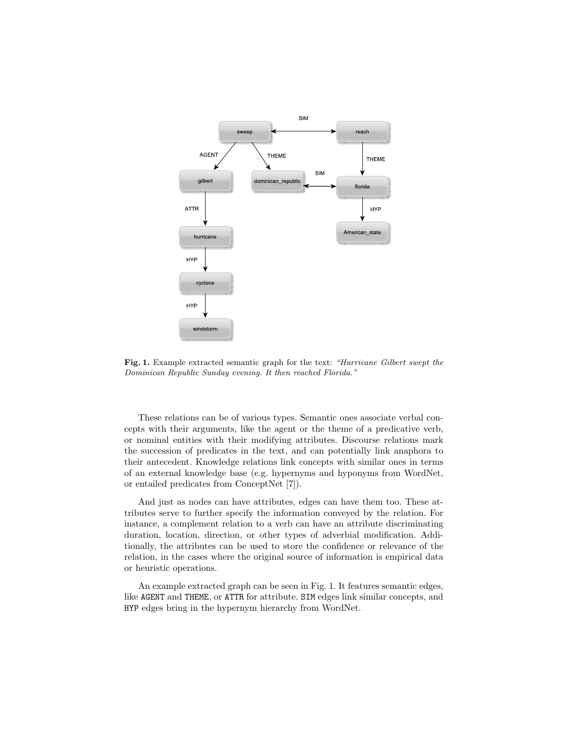**Fig. 1.** Example extracted semantic graph for the text: *"Hurricane Gilbert swept the Dominican Republic Sunday evening. It then reached Florida."*

These relations can be of various types. Semantic ones associate verbal concepts with their arguments, like the agent or the theme of a predicative verb, or nominal entities with their modifying attributes. Discourse relations mark the succession of predicates in the text, and can potentially link anaphora to their antecedent. Knowledge relations link concepts with similar ones in terms of an external knowledge base (e.g. hypernyms and hyponyms from WordNet, or entailed predicates from ConceptNet [7]).

And just as nodes can have attributes, edges can have them too. These attributes serve to further specify the information conveyed by the relation. For instance, a complement relation to a verb can have an attribute discriminating duration, location, direction, or other types of adverbial modification. Additionally, the attributes can be used to store the confidence or relevance of the relation, in the cases where the original source of information is empirical data or heuristic operations.

An example extracted graph can be seen in Fig. 1. It features semantic edges, like `AGENT` and `THEME`, or `ATTR` for attribute. `SIM` edges link similar concepts, and `HYP` edges bring in the hypernym hierarchy from WordNet.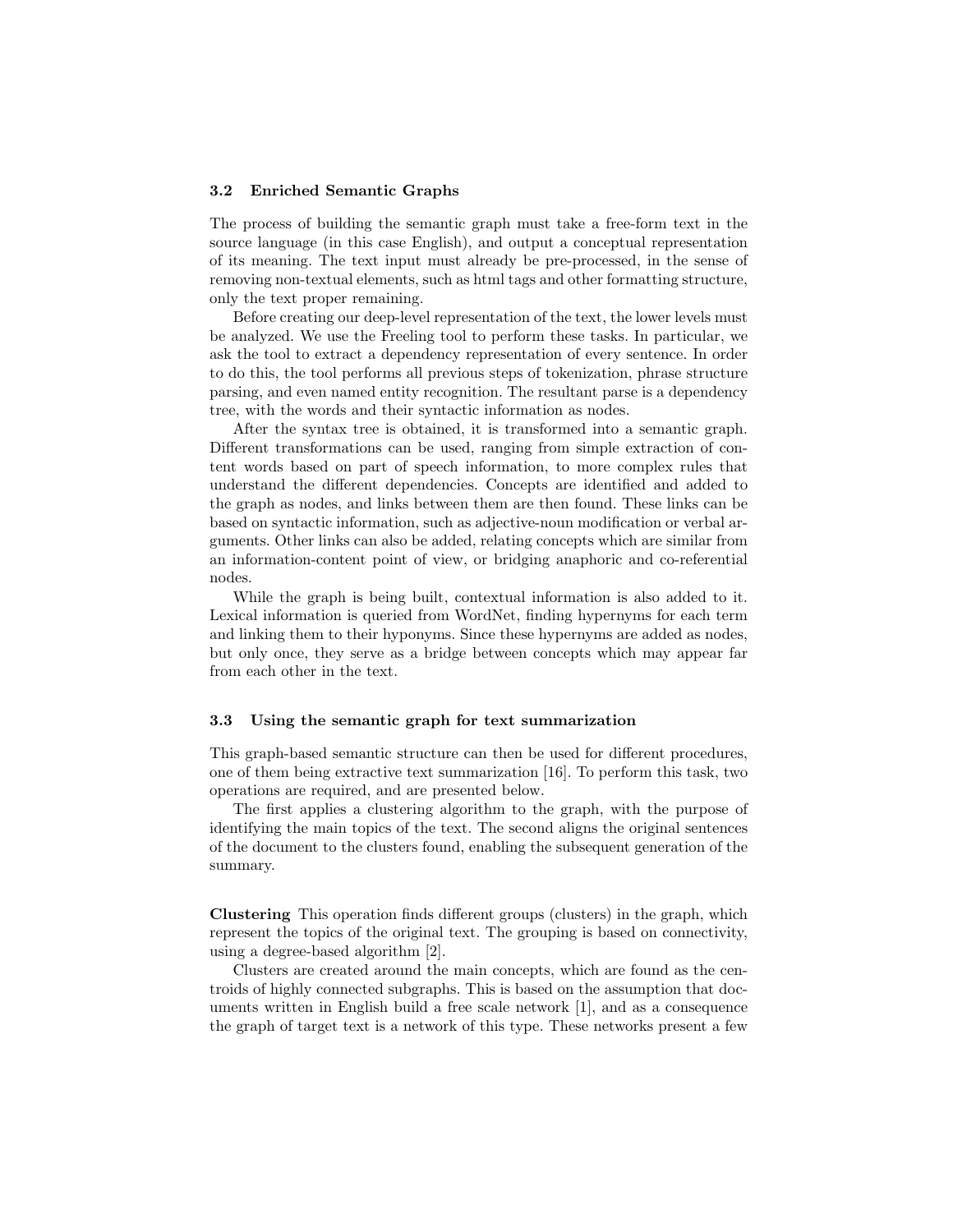### 3.2 Enriched Semantic Graphs

The process of building the semantic graph must take a free-form text in the source language (in this case English), and output a conceptual representation of its meaning. The text input must already be pre-processed, in the sense of removing non-textual elements, such as html tags and other formatting structure, only the text proper remaining.

Before creating our deep-level representation of the text, the lower levels must be analyzed. We use the Freeling tool to perform these tasks. In particular, we ask the tool to extract a dependency representation of every sentence. In order to do this, the tool performs all previous steps of tokenization, phrase structure parsing, and even named entity recognition. The resultant parse is a dependency tree, with the words and their syntactic information as nodes.

After the syntax tree is obtained, it is transformed into a semantic graph. Different transformations can be used, ranging from simple extraction of content words based on part of speech information, to more complex rules that understand the different dependencies. Concepts are identified and added to the graph as nodes, and links between them are then found. These links can be based on syntactic information, such as adjective-noun modification or verbal arguments. Other links can also be added, relating concepts which are similar from an information-content point of view, or bridging anaphoric and co-referential nodes.

While the graph is being built, contextual information is also added to it. Lexical information is queried from WordNet, finding hypernyms for each term and linking them to their hyponyms. Since these hypernyms are added as nodes, but only once, they serve as a bridge between concepts which may appear far from each other in the text.

### 3.3 Using the semantic graph for text summarization

This graph-based semantic structure can then be used for different procedures, one of them being extractive text summarization [16]. To perform this task, two operations are required, and are presented below.

The first applies a clustering algorithm to the graph, with the purpose of identifying the main topics of the text. The second aligns the original sentences of the document to the clusters found, enabling the subsequent generation of the summary.

**Clustering** This operation finds different groups (clusters) in the graph, which represent the topics of the original text. The grouping is based on connectivity, using a degree-based algorithm [2].

Clusters are created around the main concepts, which are found as the centroids of highly connected subgraphs. This is based on the assumption that documents written in English build a free scale network [1], and as a consequence the graph of target text is a network of this type. These networks present a few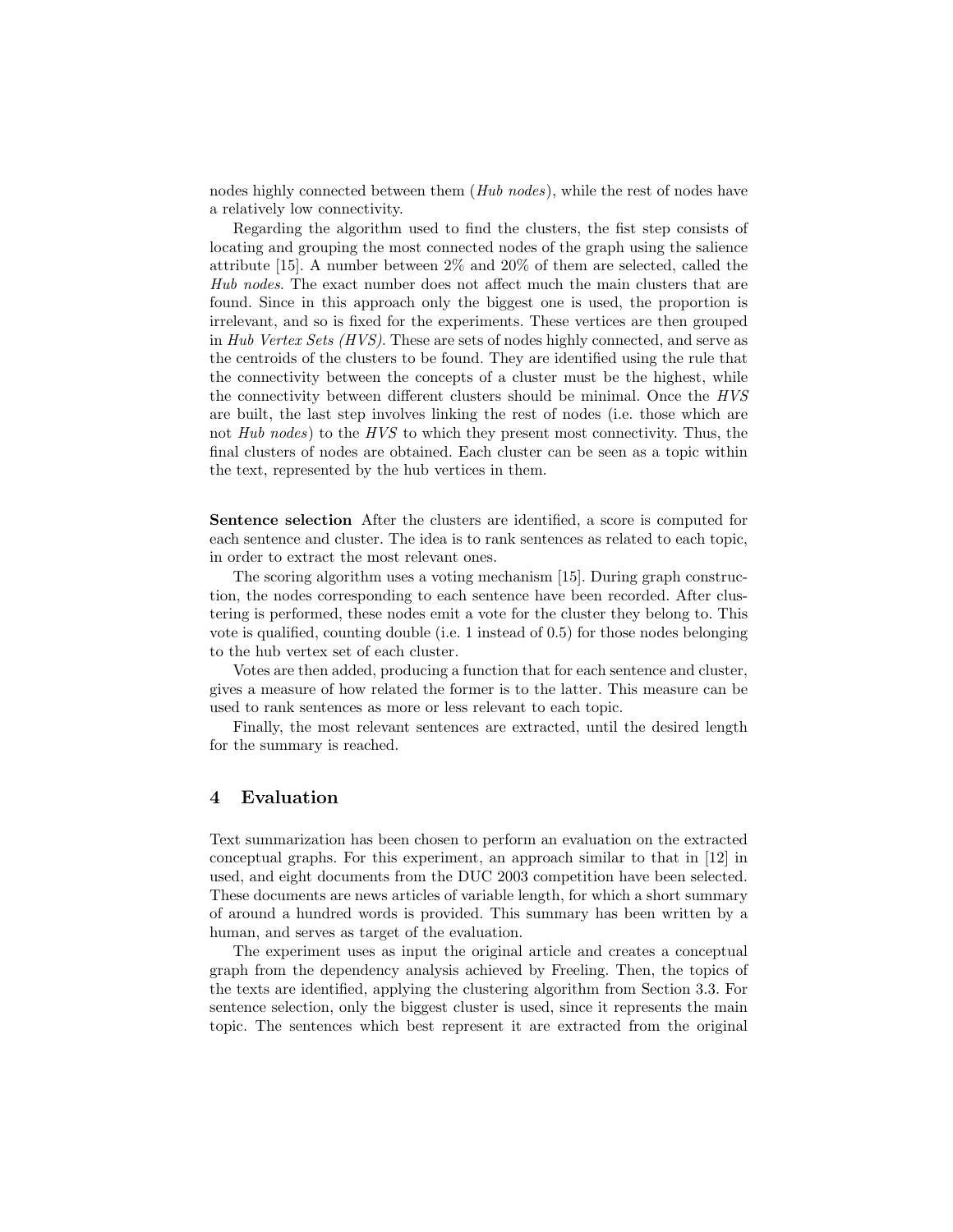nodes highly connected between them (*Hub nodes*), while the rest of nodes have a relatively low connectivity.

Regarding the algorithm used to find the clusters, the fist step consists of locating and grouping the most connected nodes of the graph using the salience attribute [15]. A number between 2% and 20% of them are selected, called the *Hub nodes*. The exact number does not affect much the main clusters that are found. Since in this approach only the biggest one is used, the proportion is irrelevant, and so is fixed for the experiments. These vertices are then grouped in *Hub Vertex Sets (HVS)*. These are sets of nodes highly connected, and serve as the centroids of the clusters to be found. They are identified using the rule that the connectivity between the concepts of a cluster must be the highest, while the connectivity between different clusters should be minimal. Once the *HVS* are built, the last step involves linking the rest of nodes (i.e. those which are not *Hub nodes*) to the *HVS* to which they present most connectivity. Thus, the final clusters of nodes are obtained. Each cluster can be seen as a topic within the text, represented by the hub vertices in them.

**Sentence selection** After the clusters are identified, a score is computed for each sentence and cluster. The idea is to rank sentences as related to each topic, in order to extract the most relevant ones.

The scoring algorithm uses a voting mechanism [15]. During graph construction, the nodes corresponding to each sentence have been recorded. After clustering is performed, these nodes emit a vote for the cluster they belong to. This vote is qualified, counting double (i.e. 1 instead of 0.5) for those nodes belonging to the hub vertex set of each cluster.

Votes are then added, producing a function that for each sentence and cluster, gives a measure of how related the former is to the latter. This measure can be used to rank sentences as more or less relevant to each topic.

Finally, the most relevant sentences are extracted, until the desired length for the summary is reached.

## 4 Evaluation

Text summarization has been chosen to perform an evaluation on the extracted conceptual graphs. For this experiment, an approach similar to that in [12] in used, and eight documents from the DUC 2003 competition have been selected. These documents are news articles of variable length, for which a short summary of around a hundred words is provided. This summary has been written by a human, and serves as target of the evaluation.

The experiment uses as input the original article and creates a conceptual graph from the dependency analysis achieved by Freeling. Then, the topics of the texts are identified, applying the clustering algorithm from Section 3.3. For sentence selection, only the biggest cluster is used, since it represents the main topic. The sentences which best represent it are extracted from the original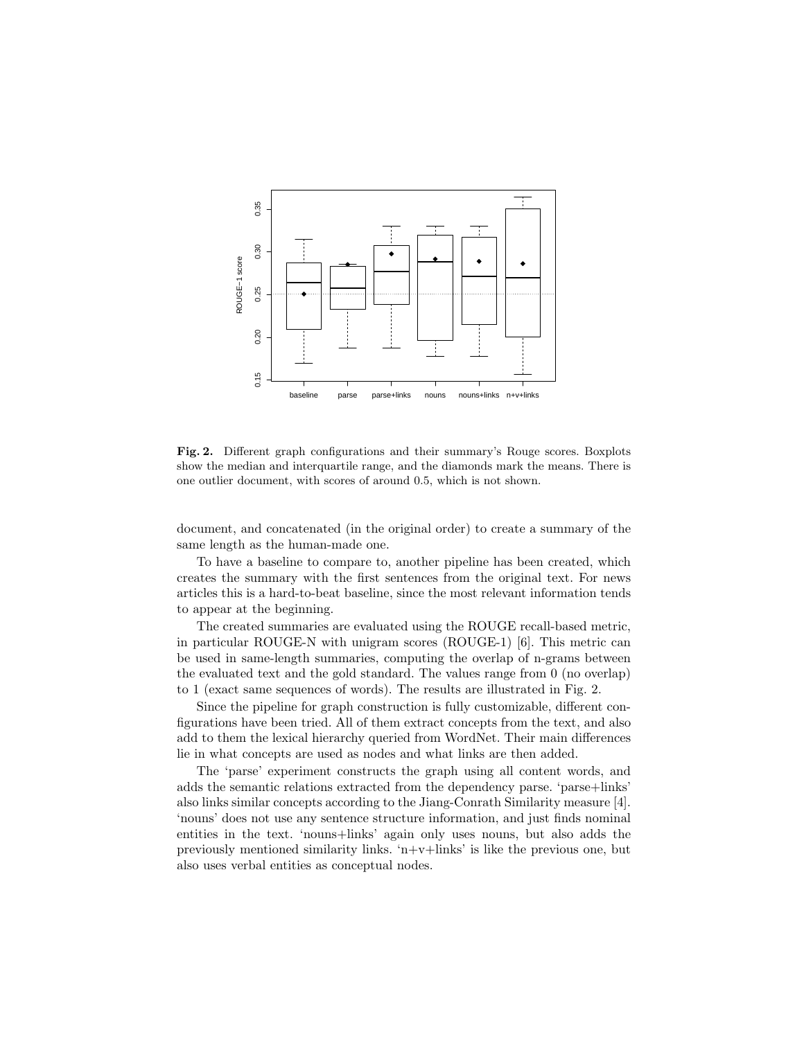**Fig. 2.** Different graph configurations and their summary's Rouge scores. Boxplots show the median and interquartile range, and the diamonds mark the means. There is one outlier document, with scores of around 0.5, which is not shown.

document, and concatenated (in the original order) to create a summary of the same length as the human-made one.

To have a baseline to compare to, another pipeline has been created, which creates the summary with the first sentences from the original text. For news articles this is a hard-to-beat baseline, since the most relevant information tends to appear at the beginning.

The created summaries are evaluated using the ROUGE recall-based metric, in particular ROUGE-N with unigram scores (ROUGE-1) [6]. This metric can be used in same-length summaries, computing the overlap of n-grams between the evaluated text and the gold standard. The values range from 0 (no overlap) to 1 (exact same sequences of words). The results are illustrated in Fig. 2.

Since the pipeline for graph construction is fully customizable, different configurations have been tried. All of them extract concepts from the text, and also add to them the lexical hierarchy queried from WordNet. Their main differences lie in what concepts are used as nodes and what links are then added.

The 'parse' experiment constructs the graph using all content words, and adds the semantic relations extracted from the dependency parse. 'parse+links' also links similar concepts according to the Jiang-Conrath Similarity measure [4]. 'nouns' does not use any sentence structure information, and just finds nominal entities in the text. 'nouns+links' again only uses nouns, but also adds the previously mentioned similarity links. 'n+v+links' is like the previous one, but also uses verbal entities as conceptual nodes.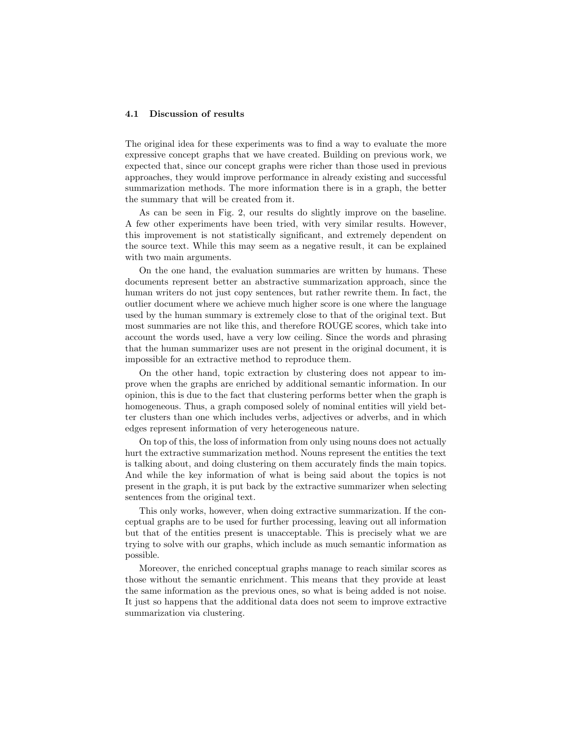### 4.1 Discussion of results

The original idea for these experiments was to find a way to evaluate the more expressive concept graphs that we have created. Building on previous work, we expected that, since our concept graphs were richer than those used in previous approaches, they would improve performance in already existing and successful summarization methods. The more information there is in a graph, the better the summary that will be created from it.

As can be seen in Fig. 2, our results do slightly improve on the baseline. A few other experiments have been tried, with very similar results. However, this improvement is not statistically significant, and extremely dependent on the source text. While this may seem as a negative result, it can be explained with two main arguments.

On the one hand, the evaluation summaries are written by humans. These documents represent better an abstractive summarization approach, since the human writers do not just copy sentences, but rather rewrite them. In fact, the outlier document where we achieve much higher score is one where the language used by the human summary is extremely close to that of the original text. But most summaries are not like this, and therefore ROUGE scores, which take into account the words used, have a very low ceiling. Since the words and phrasing that the human summarizer uses are not present in the original document, it is impossible for an extractive method to reproduce them.

On the other hand, topic extraction by clustering does not appear to improve when the graphs are enriched by additional semantic information. In our opinion, this is due to the fact that clustering performs better when the graph is homogeneous. Thus, a graph composed solely of nominal entities will yield better clusters than one which includes verbs, adjectives or adverbs, and in which edges represent information of very heterogeneous nature.

On top of this, the loss of information from only using nouns does not actually hurt the extractive summarization method. Nouns represent the entities the text is talking about, and doing clustering on them accurately finds the main topics. And while the key information of what is being said about the topics is not present in the graph, it is put back by the extractive summarizer when selecting sentences from the original text.

This only works, however, when doing extractive summarization. If the conceptual graphs are to be used for further processing, leaving out all information but that of the entities present is unacceptable. This is precisely what we are trying to solve with our graphs, which include as much semantic information as possible.

Moreover, the enriched conceptual graphs manage to reach similar scores as those without the semantic enrichment. This means that they provide at least the same information as the previous ones, so what is being added is not noise. It just so happens that the additional data does not seem to improve extractive summarization via clustering.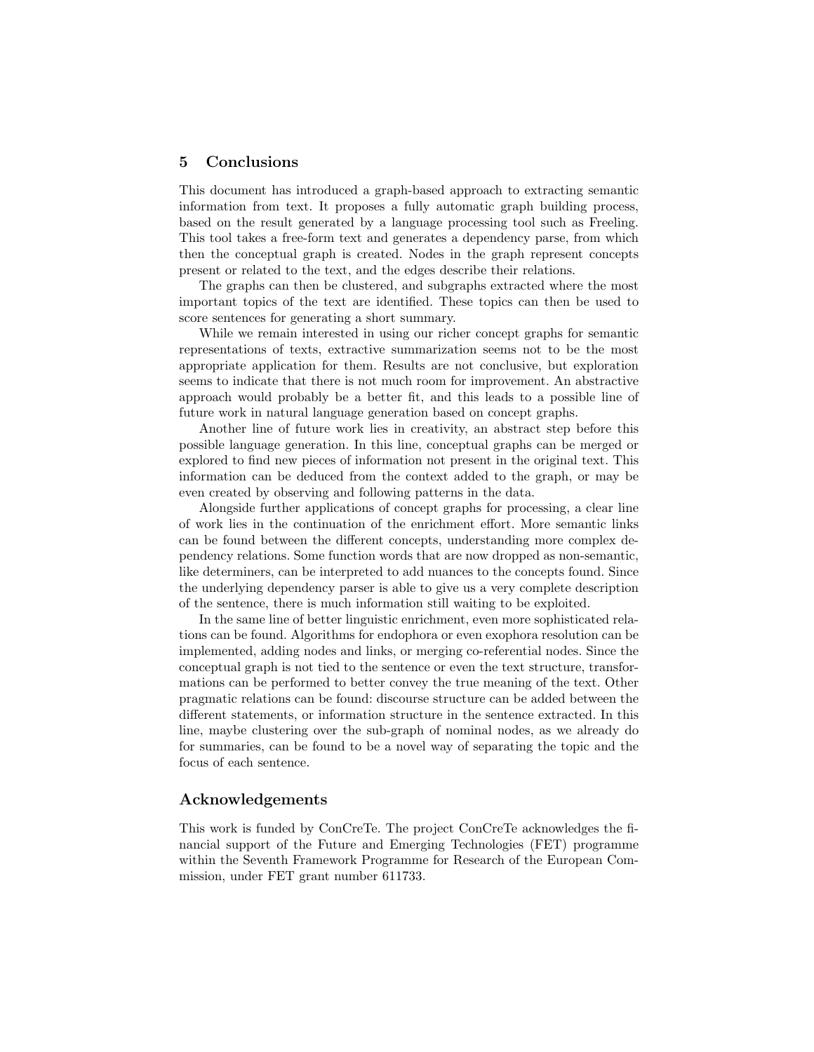## 5 Conclusions

This document has introduced a graph-based approach to extracting semantic information from text. It proposes a fully automatic graph building process, based on the result generated by a language processing tool such as Freeling. This tool takes a free-form text and generates a dependency parse, from which then the conceptual graph is created. Nodes in the graph represent concepts present or related to the text, and the edges describe their relations.

The graphs can then be clustered, and subgraphs extracted where the most important topics of the text are identified. These topics can then be used to score sentences for generating a short summary.

While we remain interested in using our richer concept graphs for semantic representations of texts, extractive summarization seems not to be the most appropriate application for them. Results are not conclusive, but exploration seems to indicate that there is not much room for improvement. An abstractive approach would probably be a better fit, and this leads to a possible line of future work in natural language generation based on concept graphs.

Another line of future work lies in creativity, an abstract step before this possible language generation. In this line, conceptual graphs can be merged or explored to find new pieces of information not present in the original text. This information can be deduced from the context added to the graph, or may be even created by observing and following patterns in the data.

Alongside further applications of concept graphs for processing, a clear line of work lies in the continuation of the enrichment effort. More semantic links can be found between the different concepts, understanding more complex dependency relations. Some function words that are now dropped as non-semantic, like determiners, can be interpreted to add nuances to the concepts found. Since the underlying dependency parser is able to give us a very complete description of the sentence, there is much information still waiting to be exploited.

In the same line of better linguistic enrichment, even more sophisticated relations can be found. Algorithms for endophora or even exophora resolution can be implemented, adding nodes and links, or merging co-referential nodes. Since the conceptual graph is not tied to the sentence or even the text structure, transformations can be performed to better convey the true meaning of the text. Other pragmatic relations can be found: discourse structure can be added between the different statements, or information structure in the sentence extracted. In this line, maybe clustering over the sub-graph of nominal nodes, as we already do for summaries, can be found to be a novel way of separating the topic and the focus of each sentence.

## Acknowledgements

This work is funded by ConCreTe. The project ConCreTe acknowledges the financial support of the Future and Emerging Technologies (FET) programme within the Seventh Framework Programme for Research of the European Commission, under FET grant number 611733.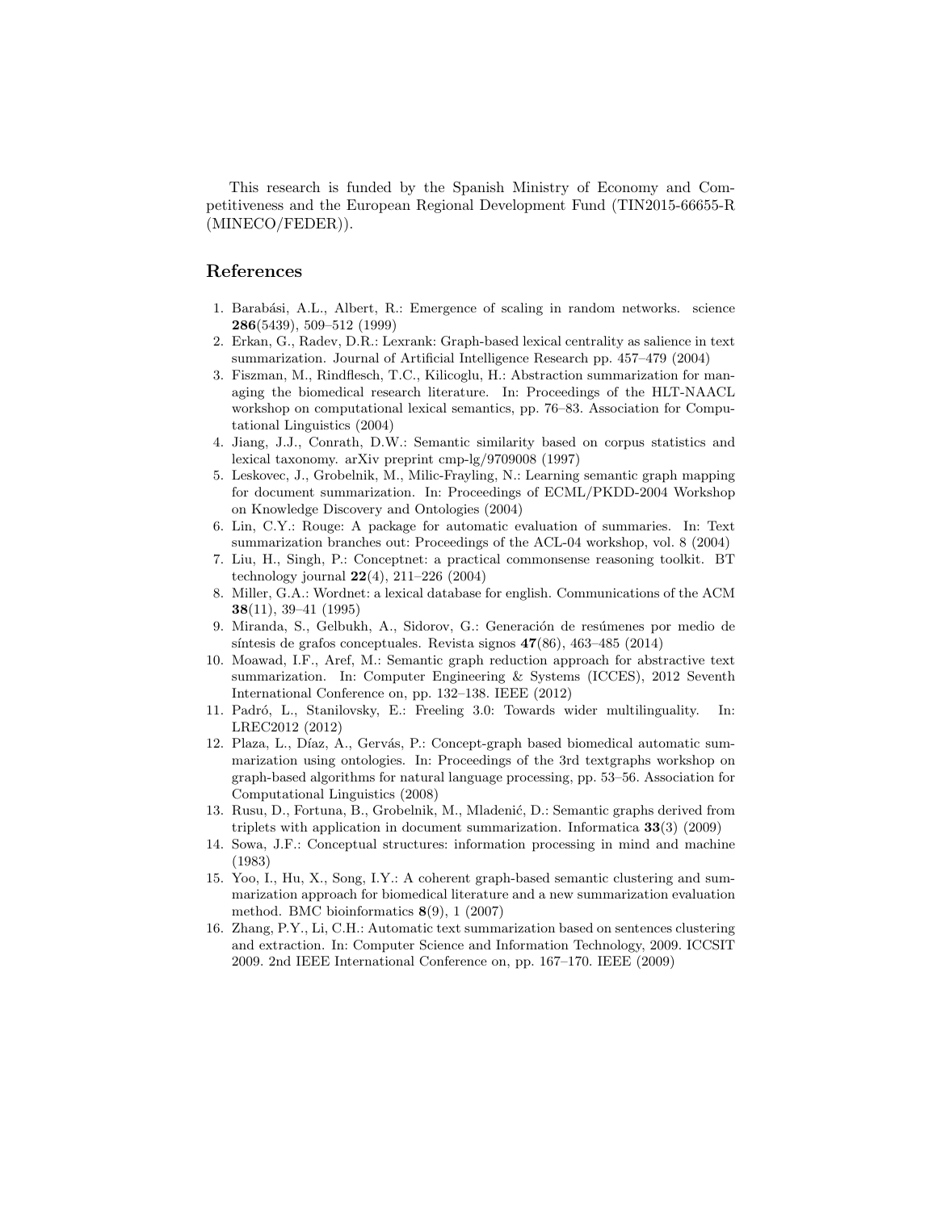This research is funded by the Spanish Ministry of Economy and Competitiveness and the European Regional Development Fund (TIN2015-66655-R (MINECO/FEDER)).

## References

1. Barabási, A.L., Albert, R.: Emergence of scaling in random networks. science **286**(5439), 509–512 (1999)
2. Erkan, G., Radev, D.R.: Lexrank: Graph-based lexical centrality as salience in text summarization. Journal of Artificial Intelligence Research pp. 457–479 (2004)
3. Fiszman, M., Rindflesch, T.C., Kilicoglu, H.: Abstraction summarization for managing the biomedical research literature. In: Proceedings of the HLT-NAACL workshop on computational lexical semantics, pp. 76–83. Association for Computational Linguistics (2004)
4. Jiang, J.J., Conrath, D.W.: Semantic similarity based on corpus statistics and lexical taxonomy. arXiv preprint cmp-lg/9709008 (1997)
5. Leskovec, J., Grobelnik, M., Milic-Frayling, N.: Learning semantic graph mapping for document summarization. In: Proceedings of ECML/PKDD-2004 Workshop on Knowledge Discovery and Ontologies (2004)
6. Lin, C.Y.: Rouge: A package for automatic evaluation of summaries. In: Text summarization branches out: Proceedings of the ACL-04 workshop, vol. 8 (2004)
7. Liu, H., Singh, P.: Conceptnet: a practical commonsense reasoning toolkit. BT technology journal **22**(4), 211–226 (2004)
8. Miller, G.A.: Wordnet: a lexical database for english. Communications of the ACM **38**(11), 39–41 (1995)
9. Miranda, S., Gelbukh, A., Sidorov, G.: Generación de resúmenes por medio de síntesis de grafos conceptuales. Revista signos **47**(86), 463–485 (2014)
10. Moawad, I.F., Aref, M.: Semantic graph reduction approach for abstractive text summarization. In: Computer Engineering & Systems (ICCES), 2012 Seventh International Conference on, pp. 132–138. IEEE (2012)
11. Padró, L., Stanilovsky, E.: Freeling 3.0: Towards wider multilinguality. In: LREC2012 (2012)
12. Plaza, L., Díaz, A., Gervás, P.: Concept-graph based biomedical automatic summarization using ontologies. In: Proceedings of the 3rd textgraphs workshop on graph-based algorithms for natural language processing, pp. 53–56. Association for Computational Linguistics (2008)
13. Rusu, D., Fortuna, B., Grobelnik, M., Mladenić, D.: Semantic graphs derived from triplets with application in document summarization. Informatica **33**(3) (2009)
14. Sowa, J.F.: Conceptual structures: information processing in mind and machine (1983)
15. Yoo, I., Hu, X., Song, I.Y.: A coherent graph-based semantic clustering and summarization approach for biomedical literature and a new summarization evaluation method. BMC bioinformatics **8**(9), 1 (2007)
16. Zhang, P.Y., Li, C.H.: Automatic text summarization based on sentences clustering and extraction. In: Computer Science and Information Technology, 2009. ICCSIT 2009. 2nd IEEE International Conference on, pp. 167–170. IEEE (2009)